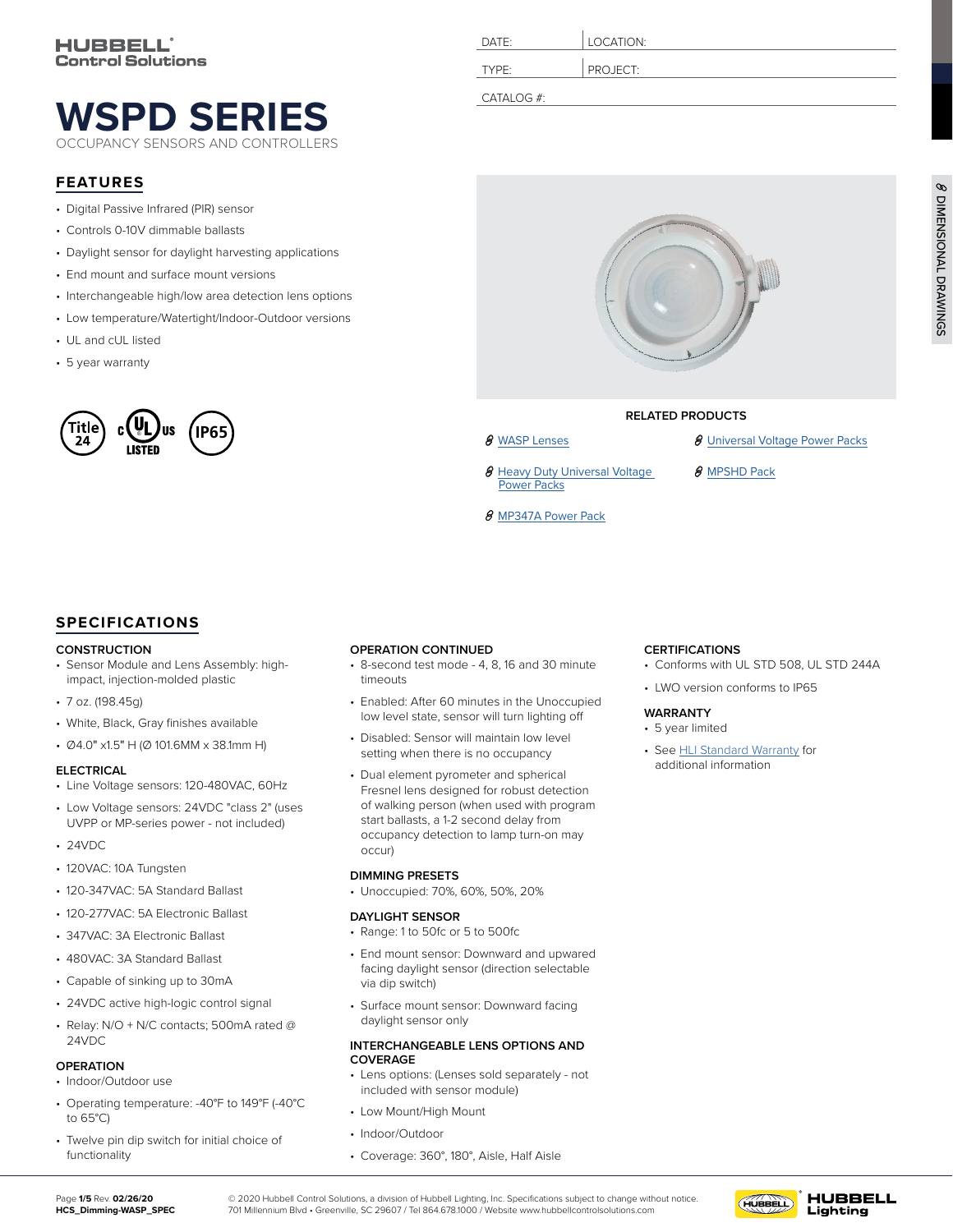HUBBELL®
Control Solutions

# WSPD SERIES

OCCUPANCY SENSORS AND CONTROLLERS

| DATE: | LOCATION: |
|---|---|
| TYPE: | PROJECT: |
| CATALOG #: | |

DIMENSIONAL DRAWINGS

## FEATURES

- Digital Passive Infrared (PIR) sensor
- Controls 0-10V dimmable ballasts
- Daylight sensor for daylight harvesting applications
- End mount and surface mount versions
- Interchangeable high/low area detection lens options
- Low temperature/Watertight/Indoor-Outdoor versions
- UL and cUL listed
- 5 year warranty

Title 24 | c UL us LISTED | IP65

### RELATED PRODUCTS

- [WASP Lenses]
- [Universal Voltage Power Packs]
- [Heavy Duty Universal Voltage Power Packs]
- [MPSHD Pack]
- [MP347A Power Pack]

## SPECIFICATIONS

### CONSTRUCTION

- Sensor Module and Lens Assembly: high-impact, injection-molded plastic
- 7 oz. (198.45g)
- White, Black, Gray finishes available
- Ø4.0" x1.5" H (Ø 101.6MM x 38.1mm H)

### ELECTRICAL

- Line Voltage sensors: 120-480VAC, 60Hz
- Low Voltage sensors: 24VDC "class 2" (uses UVPP or MP-series power - not included)
- 24VDC
- 120VAC: 10A Tungsten
- 120-347VAC: 5A Standard Ballast
- 120-277VAC: 5A Electronic Ballast
- 347VAC: 3A Electronic Ballast
- 480VAC: 3A Standard Ballast
- Capable of sinking up to 30mA
- 24VDC active high-logic control signal
- Relay: N/O + N/C contacts; 500mA rated @ 24VDC

### OPERATION

- Indoor/Outdoor use
- Operating temperature: -40°F to 149°F (-40°C to 65°C)
- Twelve pin dip switch for initial choice of functionality

### OPERATION CONTINUED

- 8-second test mode - 4, 8, 16 and 30 minute timeouts
- Enabled: After 60 minutes in the Unoccupied low level state, sensor will turn lighting off
- Disabled: Sensor will maintain low level setting when there is no occupancy
- Dual element pyrometer and spherical Fresnel lens designed for robust detection of walking person (when used with program start ballasts, a 1-2 second delay from occupancy detection to lamp turn-on may occur)

### DIMMING PRESETS

- Unoccupied: 70%, 60%, 50%, 20%

### DAYLIGHT SENSOR

- Range: 1 to 50fc or 5 to 500fc
- End mount sensor: Downward and upward facing daylight sensor (direction selectable via dip switch)
- Surface mount sensor: Downward facing daylight sensor only

### INTERCHANGEABLE LENS OPTIONS AND COVERAGE

- Lens options: (Lenses sold separately - not included with sensor module)
- Low Mount/High Mount
- Indoor/Outdoor
- Coverage: 360°, 180°, Aisle, Half Aisle

### CERTIFICATIONS

- Conforms with UL STD 508, UL STD 244A
- LWO version conforms to IP65

### WARRANTY

- 5 year limited
- See [HLI Standard Warranty] for additional information

Page 1/5 Rev. 02/26/20
HCS_Dimming-WASP_SPEC

© 2020 Hubbell Control Solutions, a division of Hubbell Lighting, Inc. Specifications subject to change without notice.
701 Millennium Blvd • Greenville, SC 29607 / Tel 864.678.1000 / Website www.hubbellcontrolsolutions.com

HUBBELL® Lighting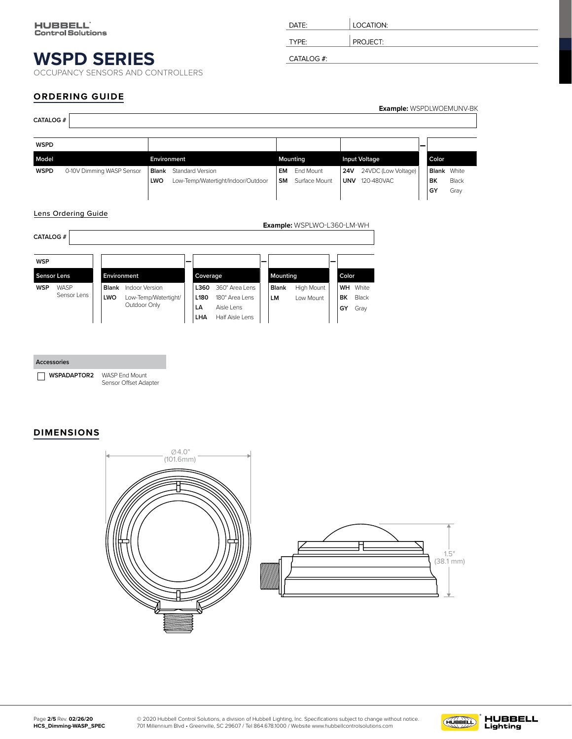HUBBELL Control Solutions

| DATE: | LOCATION: |
|---|---|
| TYPE: | PROJECT: |
| CATALOG #: | |

# WSPD SERIES

OCCUPANCY SENSORS AND CONTROLLERS

## ORDERING GUIDE

**Example:** WSPDLWOEMUNV-BK

CATALOG #

| WSPD | | | | – | |
|---|---|---|---|---|---|
| **Model** | **Environment** | **Mounting** | **Input Voltage** | | **Color** |
| **WSPD** 0-10V Dimming WASP Sensor | **Blank** Standard Version | **EM** End Mount | **24V** 24VDC (Low Voltage) | | **Blank** White |
| | **LWO** Low-Temp/Watertight/Indoor/Outdoor | **SM** Surface Mount | **UNV** 120-480VAC | | **BK** Black |
| | | | | | **GY** Gray |

### Lens Ordering Guide

**Example:** WSPLWO-L360-LM-WH

CATALOG #

| WSP | | – | | – | | – | |
|---|---|---|---|---|---|---|---|
| **Sensor Lens** | **Environment** | | **Coverage** | | **Mounting** | | **Color** |
| **WSP** WASP Sensor Lens | **Blank** Indoor Version | | **L360** 360° Area Lens | | **Blank** High Mount | | **WH** White |
| | **LWO** Low-Temp/Watertight/ Outdoor Only | | **L180** 180° Area Lens | | **LM** Low Mount | | **BK** Black |
| | | | **LA** Aisle Lens | | | | **GY** Gray |
| | | | **LHA** Half Aisle Lens | | | | |

| Accessories | |
|---|---|
| ☐ **WSPADAPTOR2** | WASP End Mount Sensor Offset Adapter |

## DIMENSIONS

Ø4.0" (101.6mm)

1.5" (38.1 mm)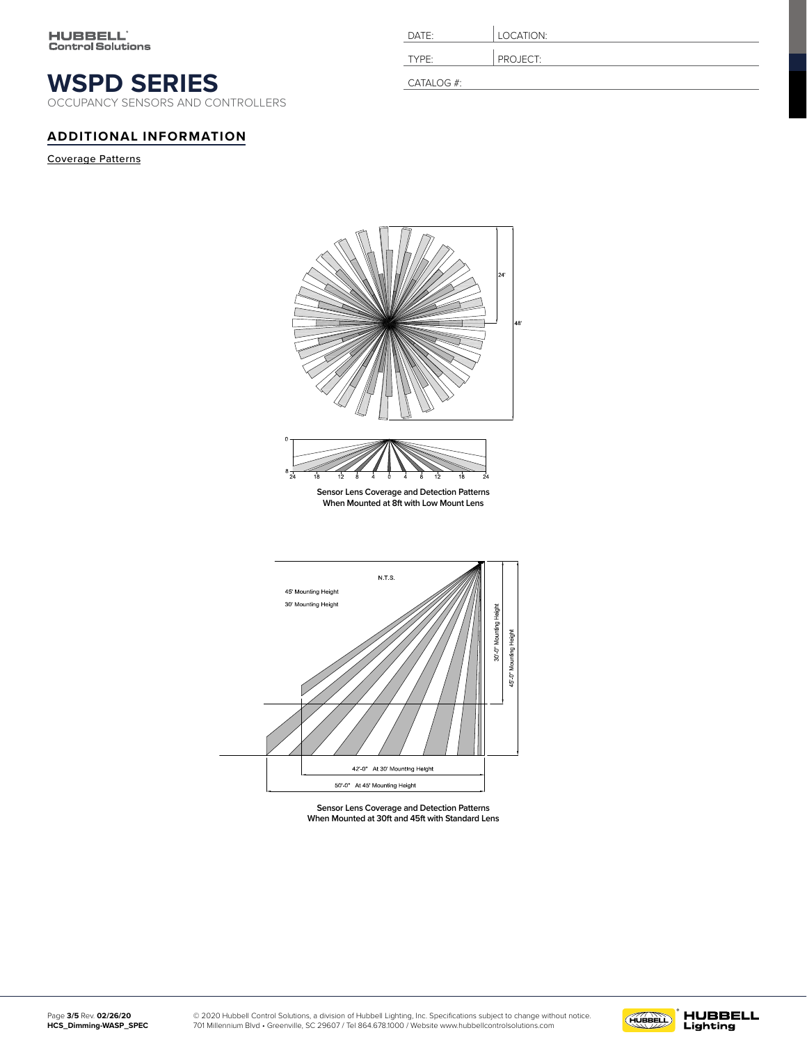HUBBELL Control Solutions

# WSPD SERIES

OCCUPANCY SENSORS AND CONTROLLERS

| DATE: | LOCATION: |
| --- | --- |
| TYPE: | PROJECT: |
| CATALOG #: | |

## ADDITIONAL INFORMATION

Coverage Patterns

24'

48'

0

8

24 18 12 8 4 0 4 8 12 18 24

**Sensor Lens Coverage and Detection Patterns When Mounted at 8ft with Low Mount Lens**

N.T.S.

45' Mounting Height

30' Mounting Height

30'-0" Mounting Height

45'-0" Mounting Height

42'-0" At 30' Mounting Height

50'-0" At 45' Mounting Height

**Sensor Lens Coverage and Detection Patterns When Mounted at 30ft and 45ft with Standard Lens**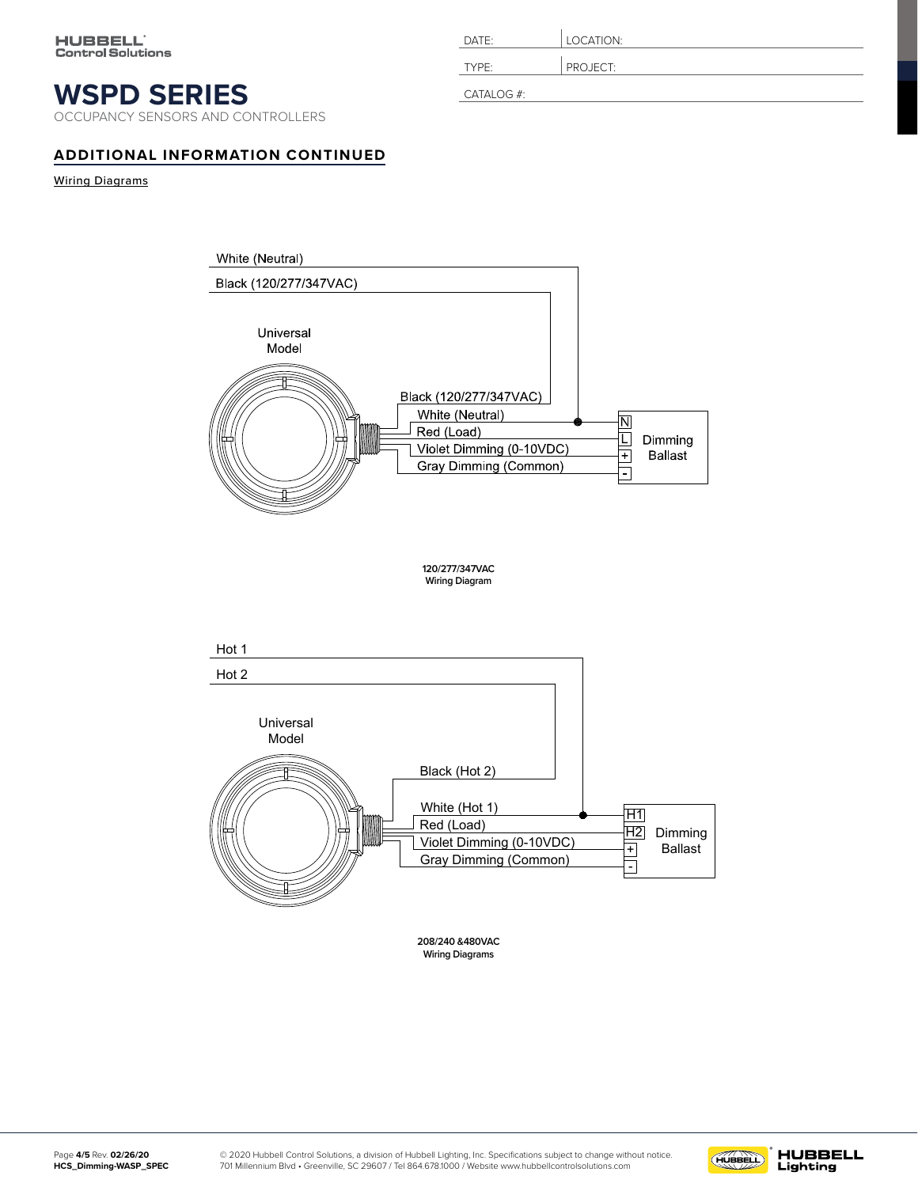# WSPD SERIES

OCCUPANCY SENSORS AND CONTROLLERS

| DATE: | LOCATION: |
| --- | --- |
| TYPE: | PROJECT: |
| CATALOG #: | |

## ADDITIONAL INFORMATION CONTINUED

Wiring Diagrams

White (Neutral)

Black (120/277/347VAC)

Universal Model

Black (120/277/347VAC)

White (Neutral)

Red (Load)

Violet Dimming (0-10VDC)

Gray Dimming (Common)

N L + -

Dimming Ballast

**120/277/347VAC Wiring Diagram**

Hot 1

Hot 2

Universal Model

Black (Hot 2)

White (Hot 1)

Red (Load)

Violet Dimming (0-10VDC)

Gray Dimming (Common)

H1 H2 + -

Dimming Ballast

**208/240 &480VAC Wiring Diagrams**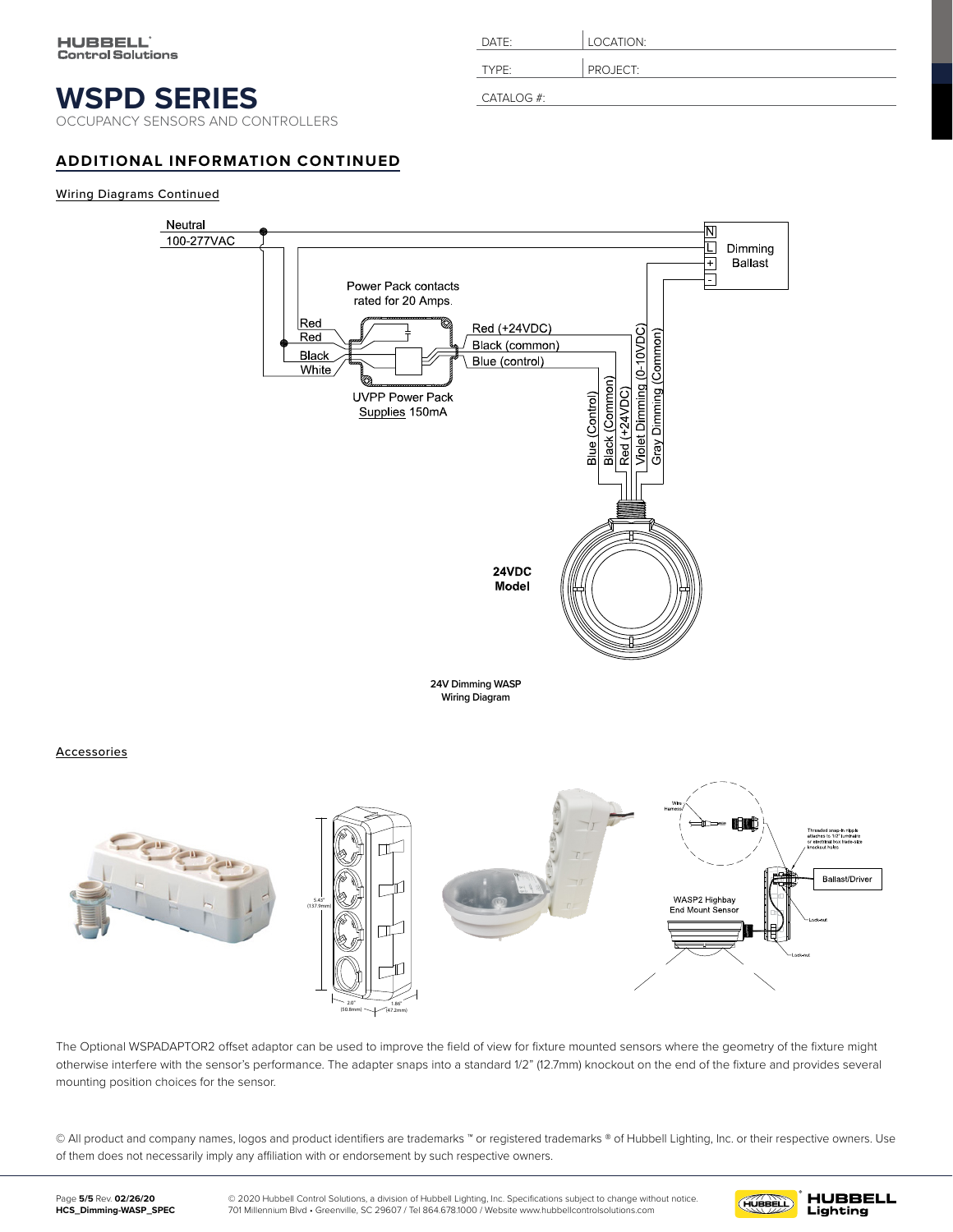**HUBBELL**
**Control Solutions**

| | |
|---|---|
| DATE: | LOCATION: |
| TYPE: | PROJECT: |
| CATALOG #: | |

# WSPD SERIES

OCCUPANCY SENSORS AND CONTROLLERS

## ADDITIONAL INFORMATION CONTINUED

### Wiring Diagrams Continued

Neutral
100-277VAC
Dimming Ballast
N
L
+
-
Power Pack contacts rated for 20 Amps.
Red
Red
Black
White
Red (+24VDC)
Black (common)
Blue (control)
UVPP Power Pack Supplies 150mA
Blue (Control)
Black (Common)
Red (+24VDC)
Violet Dimming (0-10VDC)
Gray Dimming (Common)
24VDC Model

**24V Dimming WASP Wiring Diagram**

### Accessories

5.43" (137.9mm)
2.0" (50.8mm)
1.86" (47.2mm)
Wire Harness
Threaded snap-in nipple attaches to 1/2" luminaire or electrical box trade-size knockout holes.
Ballast/Driver
WASP2 Highbay End Mount Sensor
Lock-nut
Lock-nut

The Optional WSPADAPTOR2 offset adaptor can be used to improve the field of view for fixture mounted sensors where the geometry of the fixture might otherwise interfere with the sensor's performance. The adapter snaps into a standard 1/2" (12.7mm) knockout on the end of the fixture and provides several mounting position choices for the sensor.

© All product and company names, logos and product identifiers are trademarks ™ or registered trademarks ® of Hubbell Lighting, Inc. or their respective owners. Use of them does not necessarily imply any affiliation with or endorsement by such respective owners.